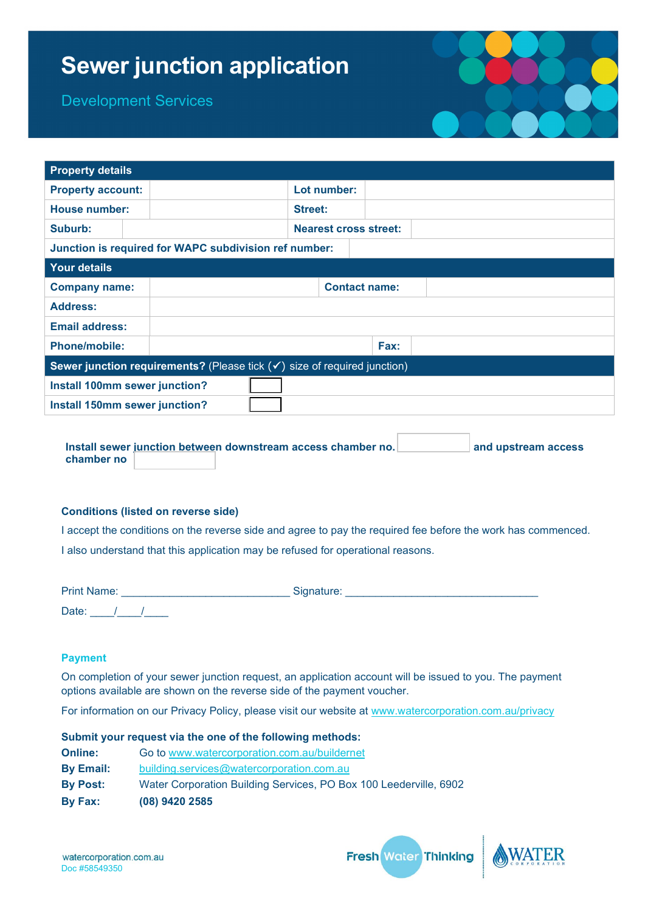# Sewer junction application

Development Services

| Property details | | | |
|---|---|---|---|
| **Property account:** | | **Lot number:** | |
| **House number:** | | **Street:** | |
| **Suburb:** | | **Nearest cross street:** | |
| **Junction is required for WAPC subdivision ref number:** | | | |
| **Your details** | | | |
| **Company name:** | | **Contact name:** | |
| **Address:** | | | |
| **Email address:** | | | |
| **Phone/mobile:** | | **Fax:** | |
| **Sewer junction requirements?** (Please tick (✓) size of required junction) | | | |
| **Install 100mm sewer junction?** | ☐ | | |
| **Install 150mm sewer junction?** | ☐ | | |

**Install sewer junction between downstream access chamber no.** ________ **and upstream access chamber no** ________

**Conditions (listed on reverse side)**

I accept the conditions on the reverse side and agree to pay the required fee before the work has commenced.

I also understand that this application may be refused for operational reasons.

Print Name: ____________________________ Signature: _________________________________

Date: ____/____/____

**Payment**

On completion of your sewer junction request, an application account will be issued to you. The payment options available are shown on the reverse side of the payment voucher.

For information on our Privacy Policy, please visit our website at www.watercorporation.com.au/privacy

**Submit your request via the one of the following methods:**

**Online:** Go to www.watercorporation.com.au/buildernet
**By Email:** building.services@watercorporation.com.au
**By Post:** Water Corporation Building Services, PO Box 100 Leederville, 6902
**By Fax:** **(08) 9420 2585**

watercorporation.com.au
Doc #58549350

Fresh Water Thinking | WATER CORPORATION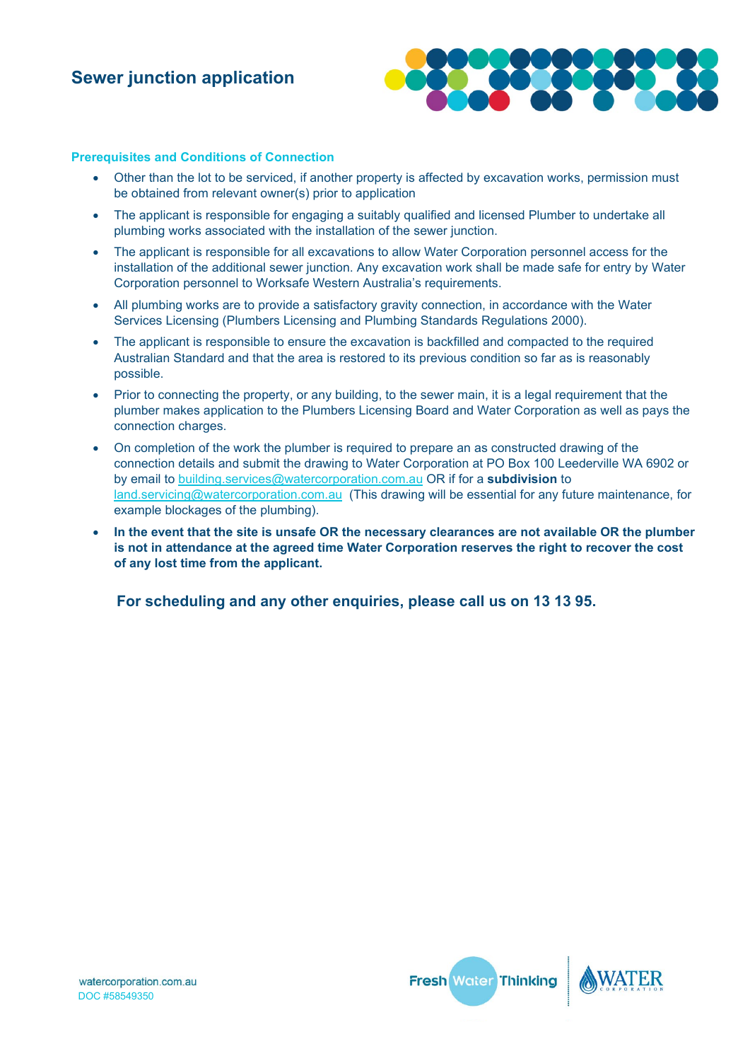# Sewer junction application

### Prerequisites and Conditions of Connection

- Other than the lot to be serviced, if another property is affected by excavation works, permission must be obtained from relevant owner(s) prior to application
- The applicant is responsible for engaging a suitably qualified and licensed Plumber to undertake all plumbing works associated with the installation of the sewer junction.
- The applicant is responsible for all excavations to allow Water Corporation personnel access for the installation of the additional sewer junction. Any excavation work shall be made safe for entry by Water Corporation personnel to Worksafe Western Australia's requirements.
- All plumbing works are to provide a satisfactory gravity connection, in accordance with the Water Services Licensing (Plumbers Licensing and Plumbing Standards Regulations 2000).
- The applicant is responsible to ensure the excavation is backfilled and compacted to the required Australian Standard and that the area is restored to its previous condition so far as is reasonably possible.
- Prior to connecting the property, or any building, to the sewer main, it is a legal requirement that the plumber makes application to the Plumbers Licensing Board and Water Corporation as well as pays the connection charges.
- On completion of the work the plumber is required to prepare an as constructed drawing of the connection details and submit the drawing to Water Corporation at PO Box 100 Leederville WA 6902 or by email to building.services@watercorporation.com.au OR if for a **subdivision** to land.servicing@watercorporation.com.au (This drawing will be essential for any future maintenance, for example blockages of the plumbing).
- **In the event that the site is unsafe OR the necessary clearances are not available OR the plumber is not in attendance at the agreed time Water Corporation reserves the right to recover the cost of any lost time from the applicant.**

**For scheduling and any other enquiries, please call us on 13 13 95.**

watercorporation.com.au
DOC #58549350